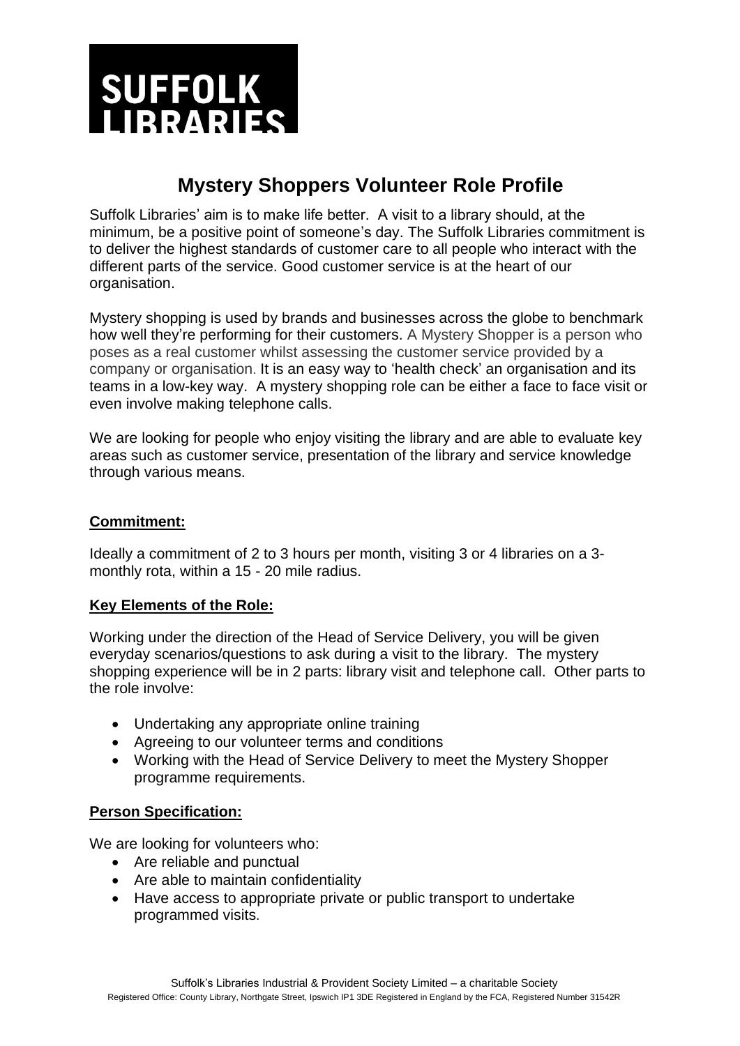SUFFOLK LIBRARIES

# Mystery Shoppers Volunteer Role Profile

Suffolk Libraries' aim is to make life better. A visit to a library should, at the minimum, be a positive point of someone's day. The Suffolk Libraries commitment is to deliver the highest standards of customer care to all people who interact with the different parts of the service. Good customer service is at the heart of our organisation.

Mystery shopping is used by brands and businesses across the globe to benchmark how well they're performing for their customers. A Mystery Shopper is a person who poses as a real customer whilst assessing the customer service provided by a company or organisation. It is an easy way to 'health check' an organisation and its teams in a low-key way. A mystery shopping role can be either a face to face visit or even involve making telephone calls.

We are looking for people who enjoy visiting the library and are able to evaluate key areas such as customer service, presentation of the library and service knowledge through various means.

## Commitment:

Ideally a commitment of 2 to 3 hours per month, visiting 3 or 4 libraries on a 3-monthly rota, within a 15 - 20 mile radius.

## Key Elements of the Role:

Working under the direction of the Head of Service Delivery, you will be given everyday scenarios/questions to ask during a visit to the library. The mystery shopping experience will be in 2 parts: library visit and telephone call. Other parts to the role involve:

- Undertaking any appropriate online training
- Agreeing to our volunteer terms and conditions
- Working with the Head of Service Delivery to meet the Mystery Shopper programme requirements.

## Person Specification:

We are looking for volunteers who:

- Are reliable and punctual
- Are able to maintain confidentiality
- Have access to appropriate private or public transport to undertake programmed visits.

Suffolk's Libraries Industrial & Provident Society Limited – a charitable Society
Registered Office: County Library, Northgate Street, Ipswich IP1 3DE Registered in England by the FCA, Registered Number 31542R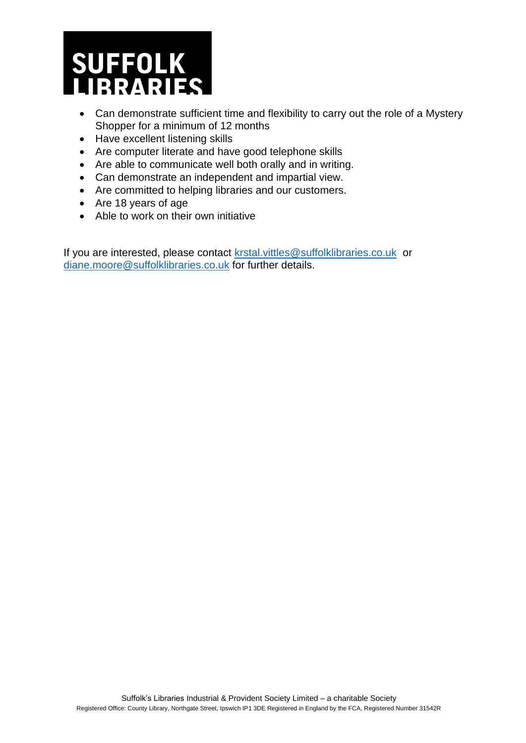- Can demonstrate sufficient time and flexibility to carry out the role of a Mystery Shopper for a minimum of 12 months
- Have excellent listening skills
- Are computer literate and have good telephone skills
- Are able to communicate well both orally and in writing.
- Can demonstrate an independent and impartial view.
- Are committed to helping libraries and our customers.
- Are 18 years of age
- Able to work on their own initiative

If you are interested, please contact krstal.vittles@suffolklibraries.co.uk or diane.moore@suffolklibraries.co.uk for further details.